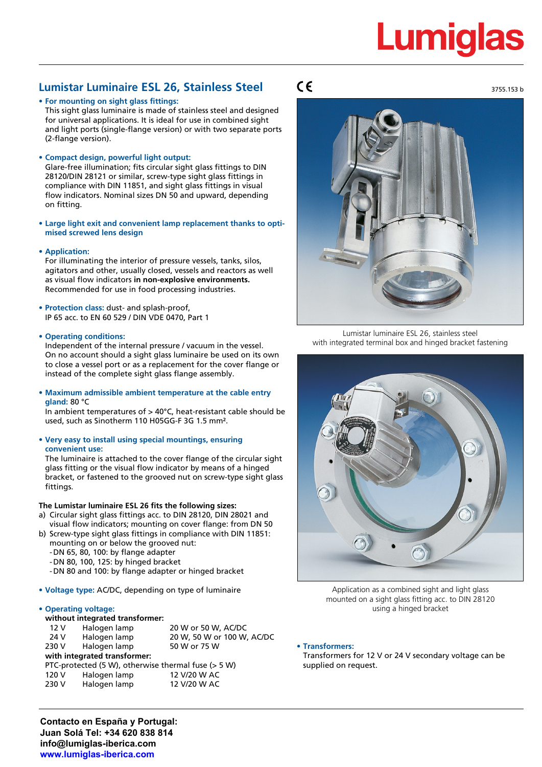# Lumiglas

## Lumistar Luminaire ESL 26, Stainless Steel

CE

3755.153 b

- **For mounting on sight glass fittings:**
  This sight glass luminaire is made of stainless steel and designed for universal applications. It is ideal for use in combined sight and light ports (single-flange version) or with two separate ports (2-flange version).

- **Compact design, powerful light output:**
  Glare-free illumination; fits circular sight glass fittings to DIN 28120/DIN 28121 or similar, screw-type sight glass fittings in compliance with DIN 11851, and sight glass fittings in visual flow indicators. Nominal sizes DN 50 and upward, depending on fitting.

- **Large light exit and convenient lamp replacement thanks to optimised screwed lens design**

- **Application:**
  For illuminating the interior of pressure vessels, tanks, silos, agitators and other, usually closed, vessels and reactors as well as visual flow indicators **in non-explosive environments.** Recommended for use in food processing industries.

- **Protection class:** dust- and splash-proof,
  IP 65 acc. to EN 60 529 / DIN VDE 0470, Part 1

- **Operating conditions:**
  Independent of the internal pressure / vacuum in the vessel. On no account should a sight glass luminaire be used on its own to close a vessel port or as a replacement for the cover flange or instead of the complete sight glass flange assembly.

- **Maximum admissible ambient temperature at the cable entry gland:** 80 °C
  In ambient temperatures of > 40°C, heat-resistant cable should be used, such as Sinotherm 110 H05GG-F 3G 1.5 mm².

- **Very easy to install using special mountings, ensuring convenient use:**
  The luminaire is attached to the cover flange of the circular sight glass fitting or the visual flow indicator by means of a hinged bracket, or fastened to the grooved nut on screw-type sight glass fittings.

**The Lumistar luminaire ESL 26 fits the following sizes:**

a) Circular sight glass fittings acc. to DIN 28120, DIN 28021 and visual flow indicators; mounting on cover flange: from DN 50

b) Screw-type sight glass fittings in compliance with DIN 11851: mounting on or below the grooved nut:
   - DN 65, 80, 100: by flange adapter
   - DN 80, 100, 125: by hinged bracket
   - DN 80 and 100: by flange adapter or hinged bracket

- **Voltage type:** AC/DC, depending on type of luminaire

- **Operating voltage:**

**without integrated transformer:**

| | | |
|---|---|---|
| 12 V | Halogen lamp | 20 W or 50 W, AC/DC |
| 24 V | Halogen lamp | 20 W, 50 W or 100 W, AC/DC |
| 230 V | Halogen lamp | 50 W or 75 W |

**with integrated transformer:**

PTC-protected (5 W), otherwise thermal fuse (> 5 W)

| | | |
|---|---|---|
| 120 V | Halogen lamp | 12 V/20 W AC |
| 230 V | Halogen lamp | 12 V/20 W AC |

Lumistar luminaire ESL 26, stainless steel with integrated terminal box and hinged bracket fastening

Application as a combined sight and light glass mounted on a sight glass fitting acc. to DIN 28120 using a hinged bracket

- **Transformers:**
  Transformers for 12 V or 24 V secondary voltage can be supplied on request.

**Contacto en España y Portugal:**
**Juan Solá Tel: +34 620 838 814**
**info@lumiglas-iberica.com**
**www.lumiglas-iberica.com**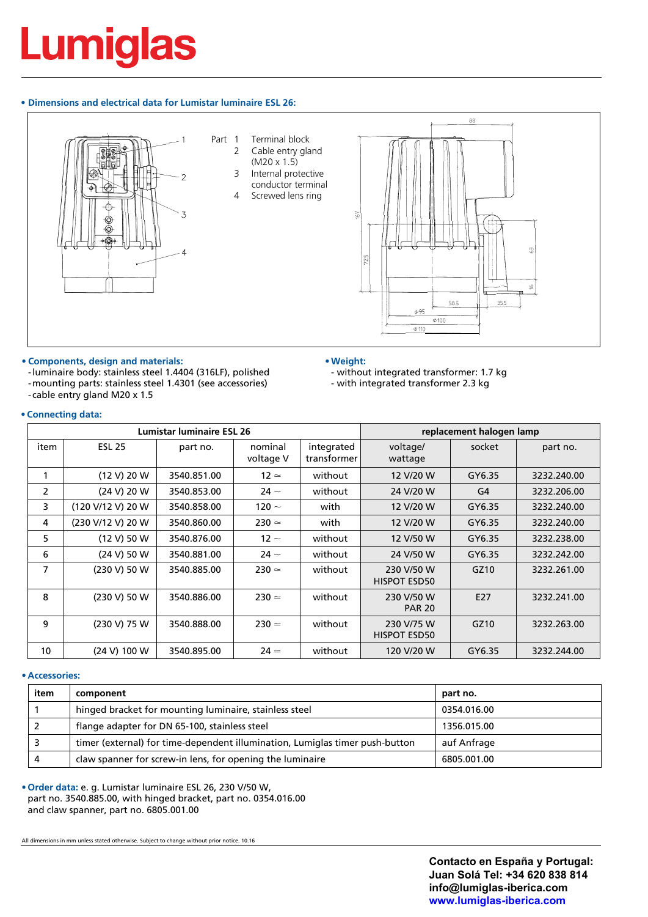# Lumiglas

**• Dimensions and electrical data for Lumistar luminaire ESL 26:**

Part 1 Terminal block
2 Cable entry gland (M20 x 1.5)
3 Internal protective conductor terminal
4 Screwed lens ring

88
167
72.5
63
16
58.5
35.5
ø95
ø100
ø110

**• Components, design and materials:**

- luminaire body: stainless steel 1.4404 (316LF), polished
- mounting parts: stainless steel 1.4301 (see accessories)
- cable entry gland M20 x 1.5

**• Weight:**

- without integrated transformer: 1.7 kg
- with integrated transformer 2.3 kg

**• Connecting data:**

| Lumistar luminaire ESL 26 | | | | | replacement halogen lamp | | |
|---|---|---|---|---|---|---|---|
| item | ESL 25 | part no. | nominal voltage V | integrated transformer | voltage/ wattage | socket | part no. |
| 1 | (12 V) 20 W | 3540.851.00 | 12 ≃ | without | 12 V/20 W | GY6.35 | 3232.240.00 |
| 2 | (24 V) 20 W | 3540.853.00 | 24 ~ | without | 24 V/20 W | G4 | 3232.206.00 |
| 3 | (120 V/12 V) 20 W | 3540.858.00 | 120 ~ | with | 12 V/20 W | GY6.35 | 3232.240.00 |
| 4 | (230 V/12 V) 20 W | 3540.860.00 | 230 ≃ | with | 12 V/20 W | GY6.35 | 3232.240.00 |
| 5 | (12 V) 50 W | 3540.876.00 | 12 ~ | without | 12 V/50 W | GY6.35 | 3232.238.00 |
| 6 | (24 V) 50 W | 3540.881.00 | 24 ~ | without | 24 V/50 W | GY6.35 | 3232.242.00 |
| 7 | (230 V) 50 W | 3540.885.00 | 230 ≃ | without | 230 V/50 W HISPOT ESD50 | GZ10 | 3232.261.00 |
| 8 | (230 V) 50 W | 3540.886.00 | 230 ≃ | without | 230 V/50 W PAR 20 | E27 | 3232.241.00 |
| 9 | (230 V) 75 W | 3540.888.00 | 230 ≃ | without | 230 V/75 W HISPOT ESD50 | GZ10 | 3232.263.00 |
| 10 | (24 V) 100 W | 3540.895.00 | 24 ≃ | without | 120 V/20 W | GY6.35 | 3232.244.00 |

**• Accessories:**

| item | component | part no. |
|---|---|---|
| 1 | hinged bracket for mounting luminaire, stainless steel | 0354.016.00 |
| 2 | flange adapter for DN 65-100, stainless steel | 1356.015.00 |
| 3 | timer (external) for time-dependent illumination, Lumiglas timer push-button | auf Anfrage |
| 4 | claw spanner for screw-in lens, for opening the luminaire | 6805.001.00 |

**• Order data:** e. g. Lumistar luminaire ESL 26, 230 V/50 W, part no. 3540.885.00, with hinged bracket, part no. 0354.016.00 and claw spanner, part no. 6805.001.00

All dimensions in mm unless stated otherwise. Subject to change without prior notice. 10.16

**Contacto en España y Portugal:**
**Juan Solá Tel: +34 620 838 814**
**info@lumiglas-iberica.com**
**www.lumiglas-iberica.com**